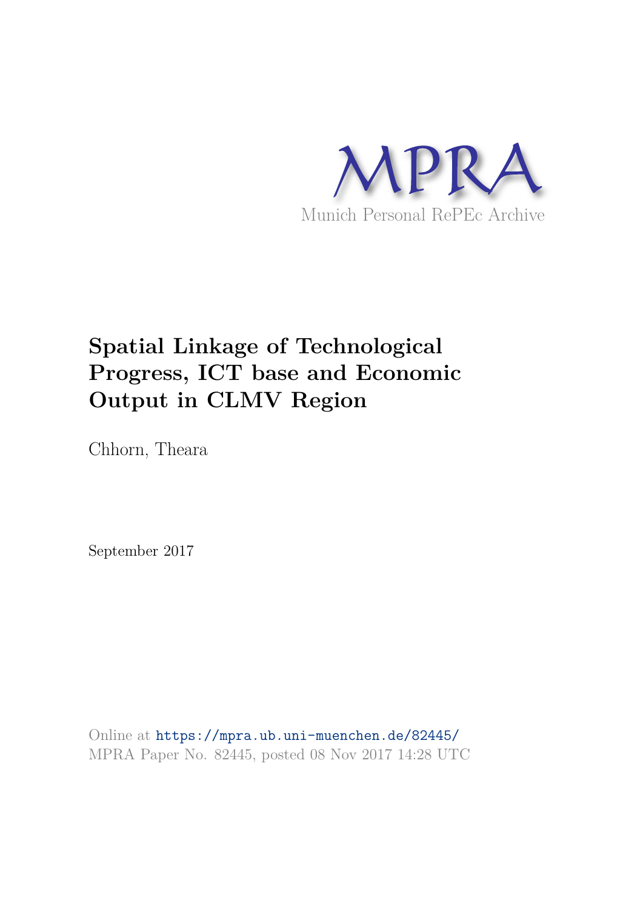MPRA

Munich Personal RePEc Archive

# Spatial Linkage of Technological Progress, ICT base and Economic Output in CLMV Region

Chhorn, Theara

September 2017

Online at https://mpra.ub.uni-muenchen.de/82445/
MPRA Paper No. 82445, posted 08 Nov 2017 14:28 UTC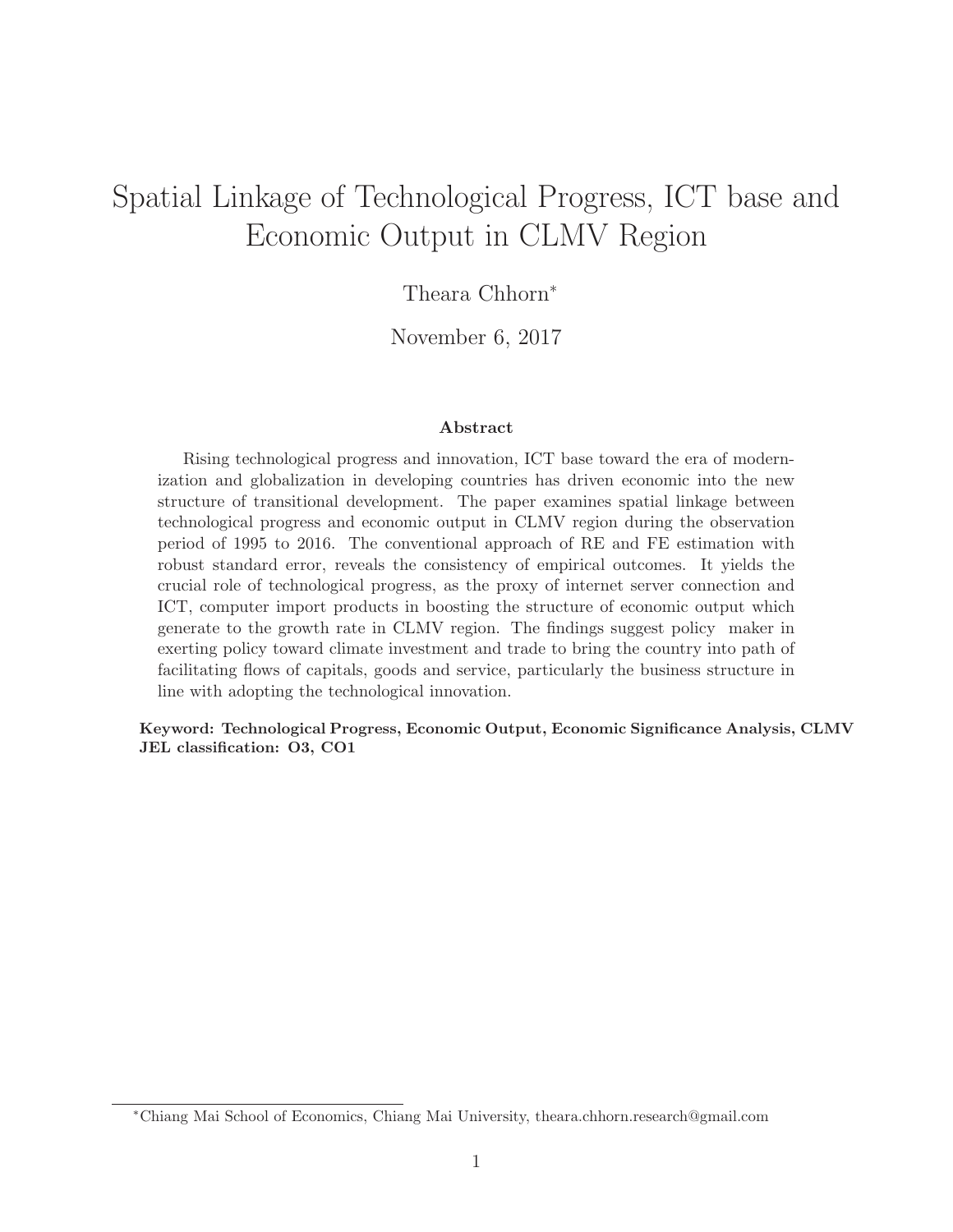# Spatial Linkage of Technological Progress, ICT base and Economic Output in CLMV Region

Theara Chhorn*

November 6, 2017

**Abstract**

Rising technological progress and innovation, ICT base toward the era of modernization and globalization in developing countries has driven economic into the new structure of transitional development. The paper examines spatial linkage between technological progress and economic output in CLMV region during the observation period of 1995 to 2016. The conventional approach of RE and FE estimation with robust standard error, reveals the consistency of empirical outcomes. It yields the crucial role of technological progress, as the proxy of internet server connection and ICT, computer import products in boosting the structure of economic output which generate to the growth rate in CLMV region. The findings suggest policy maker in exerting policy toward climate investment and trade to bring the country into path of facilitating flows of capitals, goods and service, particularly the business structure in line with adopting the technological innovation.

**Keyword: Technological Progress, Economic Output, Economic Significance Analysis, CLMV**
**JEL classification: O3, CO1**

*Chiang Mai School of Economics, Chiang Mai University, theara.chhorn.research@gmail.com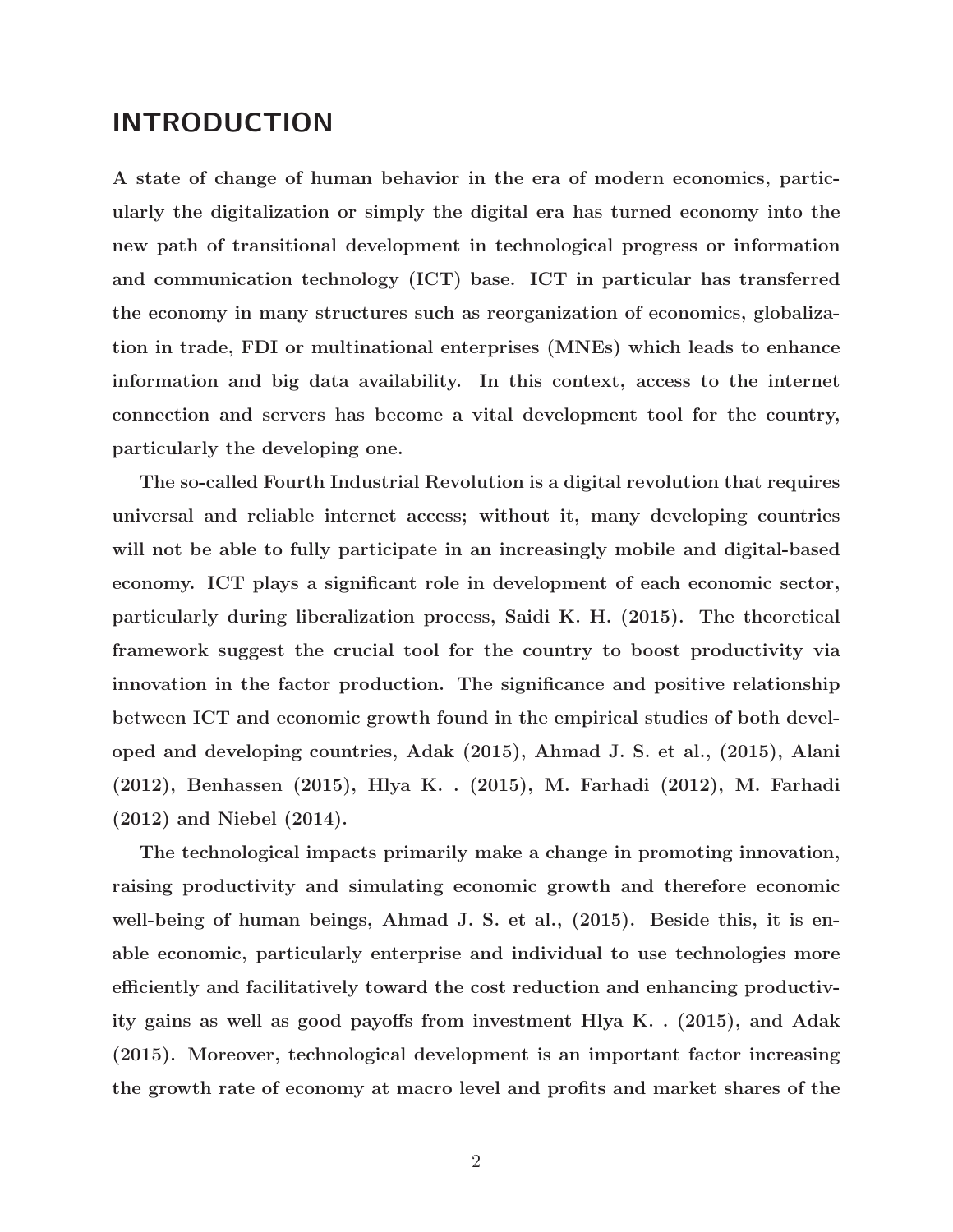# INTRODUCTION

A state of change of human behavior in the era of modern economics, particularly the digitalization or simply the digital era has turned economy into the new path of transitional development in technological progress or information and communication technology (ICT) base. ICT in particular has transferred the economy in many structures such as reorganization of economics, globalization in trade, FDI or multinational enterprises (MNEs) which leads to enhance information and big data availability. In this context, access to the internet connection and servers has become a vital development tool for the country, particularly the developing one.

The so-called Fourth Industrial Revolution is a digital revolution that requires universal and reliable internet access; without it, many developing countries will not be able to fully participate in an increasingly mobile and digital-based economy. ICT plays a significant role in development of each economic sector, particularly during liberalization process, Saidi K. H. (2015). The theoretical framework suggest the crucial tool for the country to boost productivity via innovation in the factor production. The significance and positive relationship between ICT and economic growth found in the empirical studies of both developed and developing countries, Adak (2015), Ahmad J. S. et al., (2015), Alani (2012), Benhassen (2015), Hlya K. . (2015), M. Farhadi (2012), M. Farhadi (2012) and Niebel (2014).

The technological impacts primarily make a change in promoting innovation, raising productivity and simulating economic growth and therefore economic well-being of human beings, Ahmad J. S. et al., (2015). Beside this, it is enable economic, particularly enterprise and individual to use technologies more efficiently and facilitatively toward the cost reduction and enhancing productivity gains as well as good payoffs from investment Hlya K. . (2015), and Adak (2015). Moreover, technological development is an important factor increasing the growth rate of economy at macro level and profits and market shares of the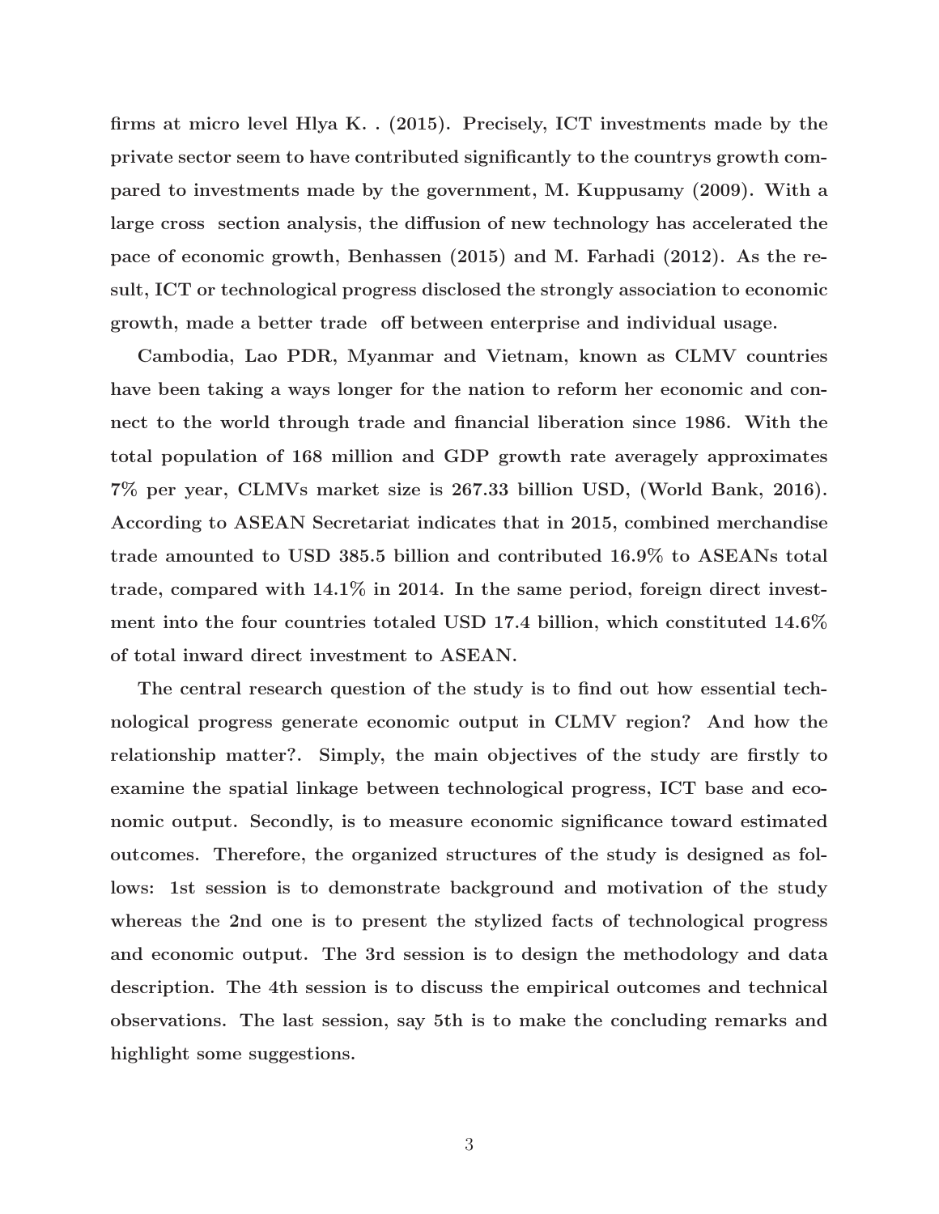firms at micro level Hlya K. . (2015). Precisely, ICT investments made by the private sector seem to have contributed significantly to the countrys growth compared to investments made by the government, M. Kuppusamy (2009). With a large cross section analysis, the diffusion of new technology has accelerated the pace of economic growth, Benhassen (2015) and M. Farhadi (2012). As the result, ICT or technological progress disclosed the strongly association to economic growth, made a better trade off between enterprise and individual usage.

Cambodia, Lao PDR, Myanmar and Vietnam, known as CLMV countries have been taking a ways longer for the nation to reform her economic and connect to the world through trade and financial liberation since 1986. With the total population of 168 million and GDP growth rate averagely approximates 7% per year, CLMVs market size is 267.33 billion USD, (World Bank, 2016). According to ASEAN Secretariat indicates that in 2015, combined merchandise trade amounted to USD 385.5 billion and contributed 16.9% to ASEANs total trade, compared with 14.1% in 2014. In the same period, foreign direct investment into the four countries totaled USD 17.4 billion, which constituted 14.6% of total inward direct investment to ASEAN.

The central research question of the study is to find out how essential technological progress generate economic output in CLMV region? And how the relationship matter?. Simply, the main objectives of the study are firstly to examine the spatial linkage between technological progress, ICT base and economic output. Secondly, is to measure economic significance toward estimated outcomes. Therefore, the organized structures of the study is designed as follows: 1st session is to demonstrate background and motivation of the study whereas the 2nd one is to present the stylized facts of technological progress and economic output. The 3rd session is to design the methodology and data description. The 4th session is to discuss the empirical outcomes and technical observations. The last session, say 5th is to make the concluding remarks and highlight some suggestions.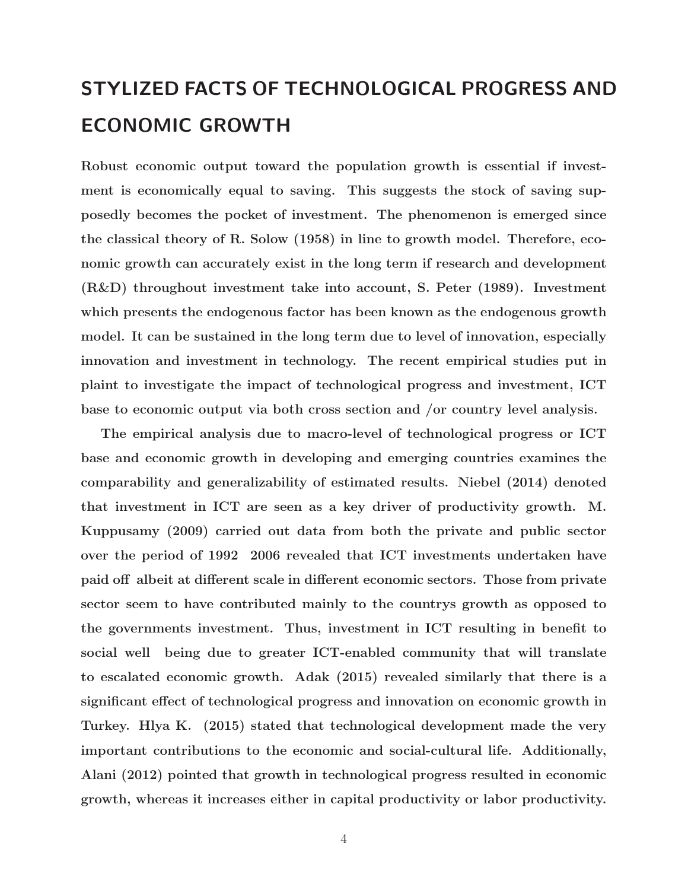# STYLIZED FACTS OF TECHNOLOGICAL PROGRESS AND ECONOMIC GROWTH

**Robust economic output toward the population growth is essential if investment is economically equal to saving. This suggests the stock of saving supposedly becomes the pocket of investment. The phenomenon is emerged since the classical theory of R. Solow (1958) in line to growth model. Therefore, economic growth can accurately exist in the long term if research and development (R&D) throughout investment take into account, S. Peter (1989). Investment which presents the endogenous factor has been known as the endogenous growth model. It can be sustained in the long term due to level of innovation, especially innovation and investment in technology. The recent empirical studies put in plaint to investigate the impact of technological progress and investment, ICT base to economic output via both cross section and /or country level analysis.**

**The empirical analysis due to macro-level of technological progress or ICT base and economic growth in developing and emerging countries examines the comparability and generalizability of estimated results. Niebel (2014) denoted that investment in ICT are seen as a key driver of productivity growth. M. Kuppusamy (2009) carried out data from both the private and public sector over the period of 1992 2006 revealed that ICT investments undertaken have paid off albeit at different scale in different economic sectors. Those from private sector seem to have contributed mainly to the countrys growth as opposed to the governments investment. Thus, investment in ICT resulting in benefit to social well being due to greater ICT-enabled community that will translate to escalated economic growth. Adak (2015) revealed similarly that there is a significant effect of technological progress and innovation on economic growth in Turkey. Hlya K. (2015) stated that technological development made the very important contributions to the economic and social-cultural life. Additionally, Alani (2012) pointed that growth in technological progress resulted in economic growth, whereas it increases either in capital productivity or labor productivity.**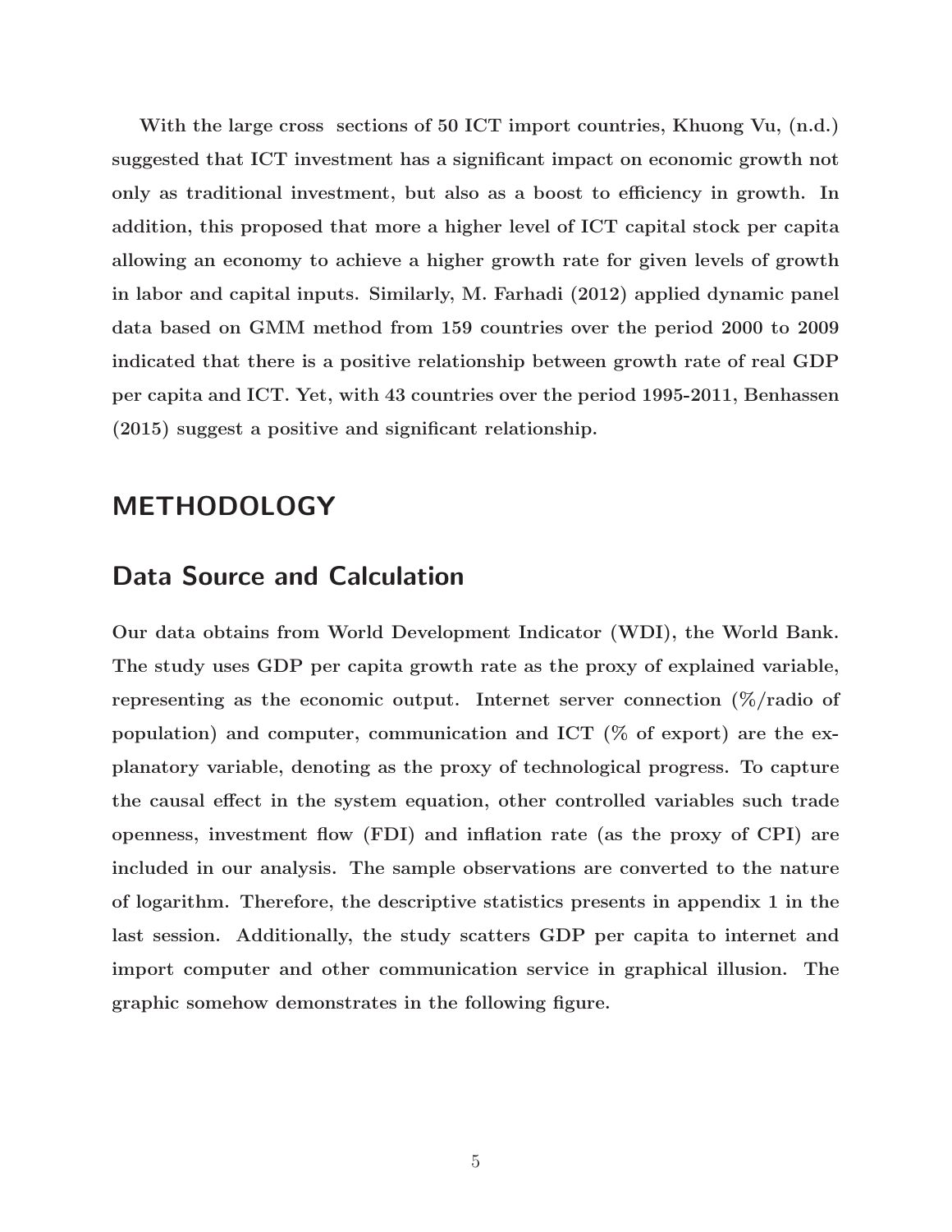With the large cross sections of 50 ICT import countries, Khuong Vu, (n.d.) suggested that ICT investment has a significant impact on economic growth not only as traditional investment, but also as a boost to efficiency in growth. In addition, this proposed that more a higher level of ICT capital stock per capita allowing an economy to achieve a higher growth rate for given levels of growth in labor and capital inputs. Similarly, M. Farhadi (2012) applied dynamic panel data based on GMM method from 159 countries over the period 2000 to 2009 indicated that there is a positive relationship between growth rate of real GDP per capita and ICT. Yet, with 43 countries over the period 1995-2011, Benhassen (2015) suggest a positive and significant relationship.

# METHODOLOGY

## Data Source and Calculation

Our data obtains from World Development Indicator (WDI), the World Bank. The study uses GDP per capita growth rate as the proxy of explained variable, representing as the economic output. Internet server connection (%/radio of population) and computer, communication and ICT (% of export) are the explanatory variable, denoting as the proxy of technological progress. To capture the causal effect in the system equation, other controlled variables such trade openness, investment flow (FDI) and inflation rate (as the proxy of CPI) are included in our analysis. The sample observations are converted to the nature of logarithm. Therefore, the descriptive statistics presents in appendix 1 in the last session. Additionally, the study scatters GDP per capita to internet and import computer and other communication service in graphical illusion. The graphic somehow demonstrates in the following figure.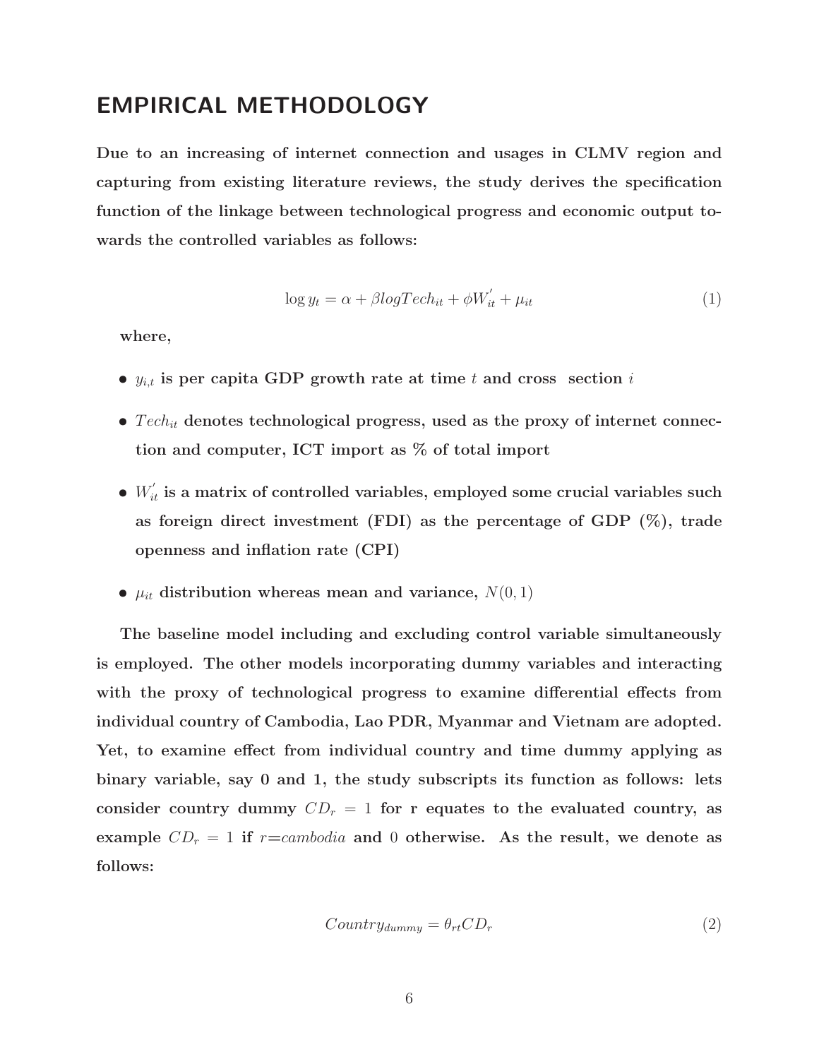## EMPIRICAL METHODOLOGY

**Due to an increasing of internet connection and usages in CLMV region and capturing from existing literature reviews, the study derives the specification function of the linkage between technological progress and economic output towards the controlled variables as follows:**

$$\log y_t = \alpha + \beta logTech_{it} + \phi W_{it}^{'} + \mu_{it} \tag{1}$$

**where,**

- $y_{i,t}$ **is per capita GDP growth rate at time** $t$ **and cross section** $i$
- $Tech_{it}$ **denotes technological progress, used as the proxy of internet connection and computer, ICT import as % of total import**
- $W_{it}^{'}$ **is a matrix of controlled variables, employed some crucial variables such as foreign direct investment (FDI) as the percentage of GDP (%), trade openness and inflation rate (CPI)**
- $\mu_{it}$ **distribution whereas mean and variance,** $N(0,1)$

**The baseline model including and excluding control variable simultaneously is employed. The other models incorporating dummy variables and interacting with the proxy of technological progress to examine differential effects from individual country of Cambodia, Lao PDR, Myanmar and Vietnam are adopted. Yet, to examine effect from individual country and time dummy applying as binary variable, say 0 and 1, the study subscripts its function as follows: lets consider country dummy** $CD_r = 1$ **for r equates to the evaluated country, as example** $CD_r = 1$ **if** $r$=*cambodia* **and** $0$ **otherwise. As the result, we denote as follows:**

$$Country_{dummy} = \theta_{rt} CD_r \tag{2}$$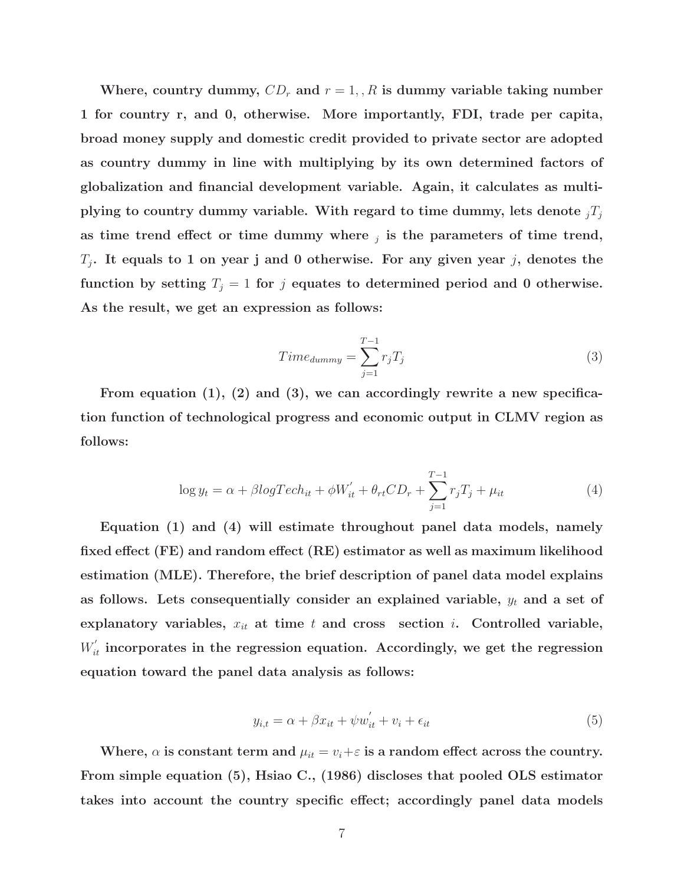Where, country dummy, $CD_r$ and $r = 1, , R$ is dummy variable taking number 1 for country r, and 0, otherwise. More importantly, FDI, trade per capita, broad money supply and domestic credit provided to private sector are adopted as country dummy in line with multiplying by its own determined factors of globalization and financial development variable. Again, it calculates as multiplying to country dummy variable. With regard to time dummy, lets denote ${}_jT_j$ as time trend effect or time dummy where ${}_j$ is the parameters of time trend, $T_j$. It equals to 1 on year j and 0 otherwise. For any given year $j$, denotes the function by setting $T_j = 1$ for $j$ equates to determined period and 0 otherwise. As the result, we get an expression as follows:

$$Time_{dummy} = \sum_{j=1}^{T-1} r_j T_j \tag{3}$$

From equation (1), (2) and (3), we can accordingly rewrite a new specification function of technological progress and economic output in CLMV region as follows:

$$\log y_t = \alpha + \beta logTech_{it} + \phi W_{it}^{'} + \theta_{rt} CD_r + \sum_{j=1}^{T-1} r_j T_j + \mu_{it} \tag{4}$$

Equation (1) and (4) will estimate throughout panel data models, namely fixed effect (FE) and random effect (RE) estimator as well as maximum likelihood estimation (MLE). Therefore, the brief description of panel data model explains as follows. Lets consequentially consider an explained variable, $y_t$ and a set of explanatory variables, $x_{it}$ at time $t$ and cross section $i$. Controlled variable, $W_{it}^{'}$ incorporates in the regression equation. Accordingly, we get the regression equation toward the panel data analysis as follows:

$$y_{i,t} = \alpha + \beta x_{it} + \psi w_{it}^{'} + v_i + \epsilon_{it} \tag{5}$$

Where, $\alpha$ is constant term and $\mu_{it} = v_i + \varepsilon$ is a random effect across the country. From simple equation (5), Hsiao C., (1986) discloses that pooled OLS estimator takes into account the country specific effect; accordingly panel data models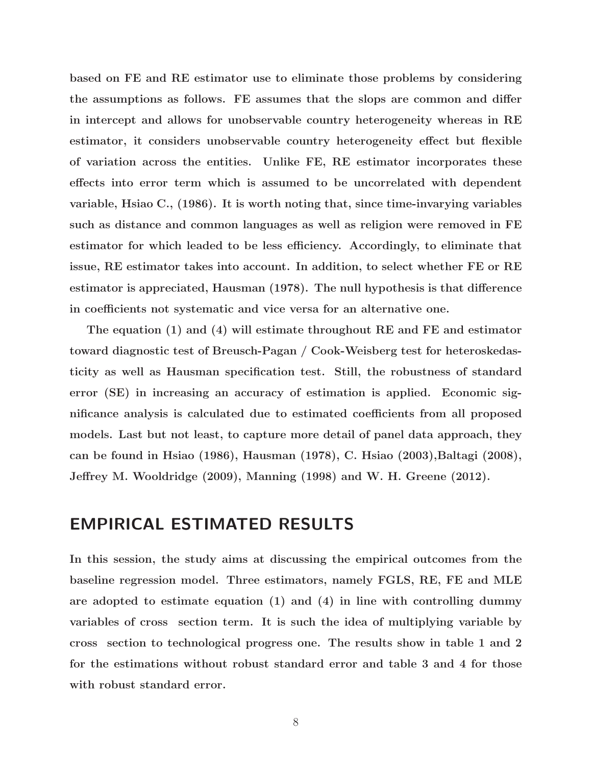**based on FE and RE estimator use to eliminate those problems by considering the assumptions as follows. FE assumes that the slops are common and differ in intercept and allows for unobservable country heterogeneity whereas in RE estimator, it considers unobservable country heterogeneity effect but flexible of variation across the entities. Unlike FE, RE estimator incorporates these effects into error term which is assumed to be uncorrelated with dependent variable, Hsiao C., (1986). It is worth noting that, since time-invarying variables such as distance and common languages as well as religion were removed in FE estimator for which leaded to be less efficiency. Accordingly, to eliminate that issue, RE estimator takes into account. In addition, to select whether FE or RE estimator is appreciated, Hausman (1978). The null hypothesis is that difference in coefficients not systematic and vice versa for an alternative one.**

**The equation (1) and (4) will estimate throughout RE and FE and estimator toward diagnostic test of Breusch-Pagan / Cook-Weisberg test for heteroskedasticity as well as Hausman specification test. Still, the robustness of standard error (SE) in increasing an accuracy of estimation is applied. Economic significance analysis is calculated due to estimated coefficients from all proposed models. Last but not least, to capture more detail of panel data approach, they can be found in Hsiao (1986), Hausman (1978), C. Hsiao (2003),Baltagi (2008), Jeffrey M. Wooldridge (2009), Manning (1998) and W. H. Greene (2012).**

## EMPIRICAL ESTIMATED RESULTS

**In this session, the study aims at discussing the empirical outcomes from the baseline regression model. Three estimators, namely FGLS, RE, FE and MLE are adopted to estimate equation (1) and (4) in line with controlling dummy variables of cross section term. It is such the idea of multiplying variable by cross section to technological progress one. The results show in table 1 and 2 for the estimations without robust standard error and table 3 and 4 for those with robust standard error.**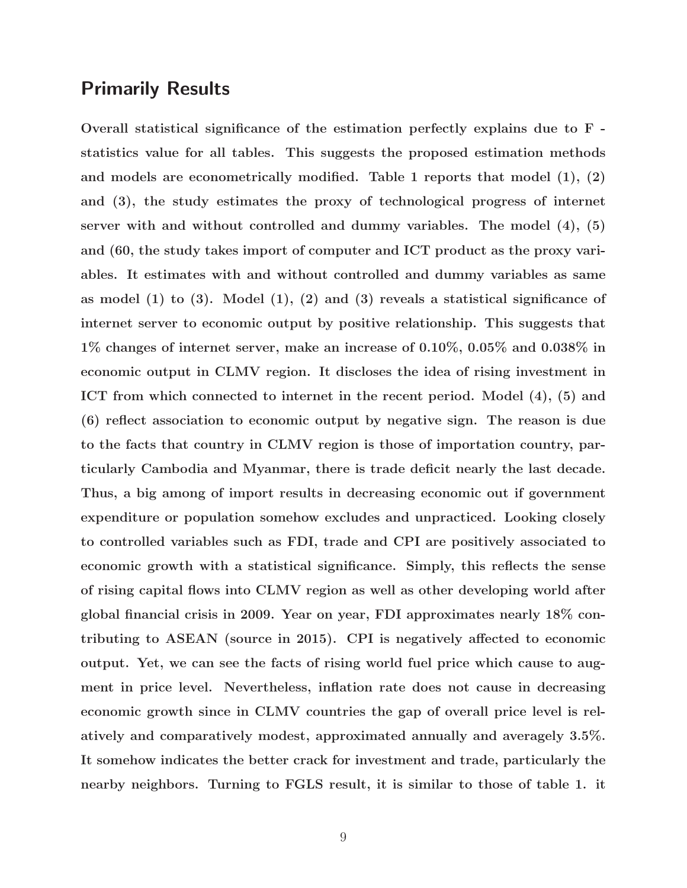## Primarily Results

**Overall statistical significance of the estimation perfectly explains due to F - statistics value for all tables. This suggests the proposed estimation methods and models are econometrically modified. Table 1 reports that model (1), (2) and (3), the study estimates the proxy of technological progress of internet server with and without controlled and dummy variables. The model (4), (5) and (60, the study takes import of computer and ICT product as the proxy variables. It estimates with and without controlled and dummy variables as same as model (1) to (3). Model (1), (2) and (3) reveals a statistical significance of internet server to economic output by positive relationship. This suggests that 1% changes of internet server, make an increase of 0.10%, 0.05% and 0.038% in economic output in CLMV region. It discloses the idea of rising investment in ICT from which connected to internet in the recent period. Model (4), (5) and (6) reflect association to economic output by negative sign. The reason is due to the facts that country in CLMV region is those of importation country, particularly Cambodia and Myanmar, there is trade deficit nearly the last decade. Thus, a big among of import results in decreasing economic out if government expenditure or population somehow excludes and unpracticed. Looking closely to controlled variables such as FDI, trade and CPI are positively associated to economic growth with a statistical significance. Simply, this reflects the sense of rising capital flows into CLMV region as well as other developing world after global financial crisis in 2009. Year on year, FDI approximates nearly 18% contributing to ASEAN (source in 2015). CPI is negatively affected to economic output. Yet, we can see the facts of rising world fuel price which cause to augment in price level. Nevertheless, inflation rate does not cause in decreasing economic growth since in CLMV countries the gap of overall price level is relatively and comparatively modest, approximated annually and averagely 3.5%. It somehow indicates the better crack for investment and trade, particularly the nearby neighbors. Turning to FGLS result, it is similar to those of table 1. it**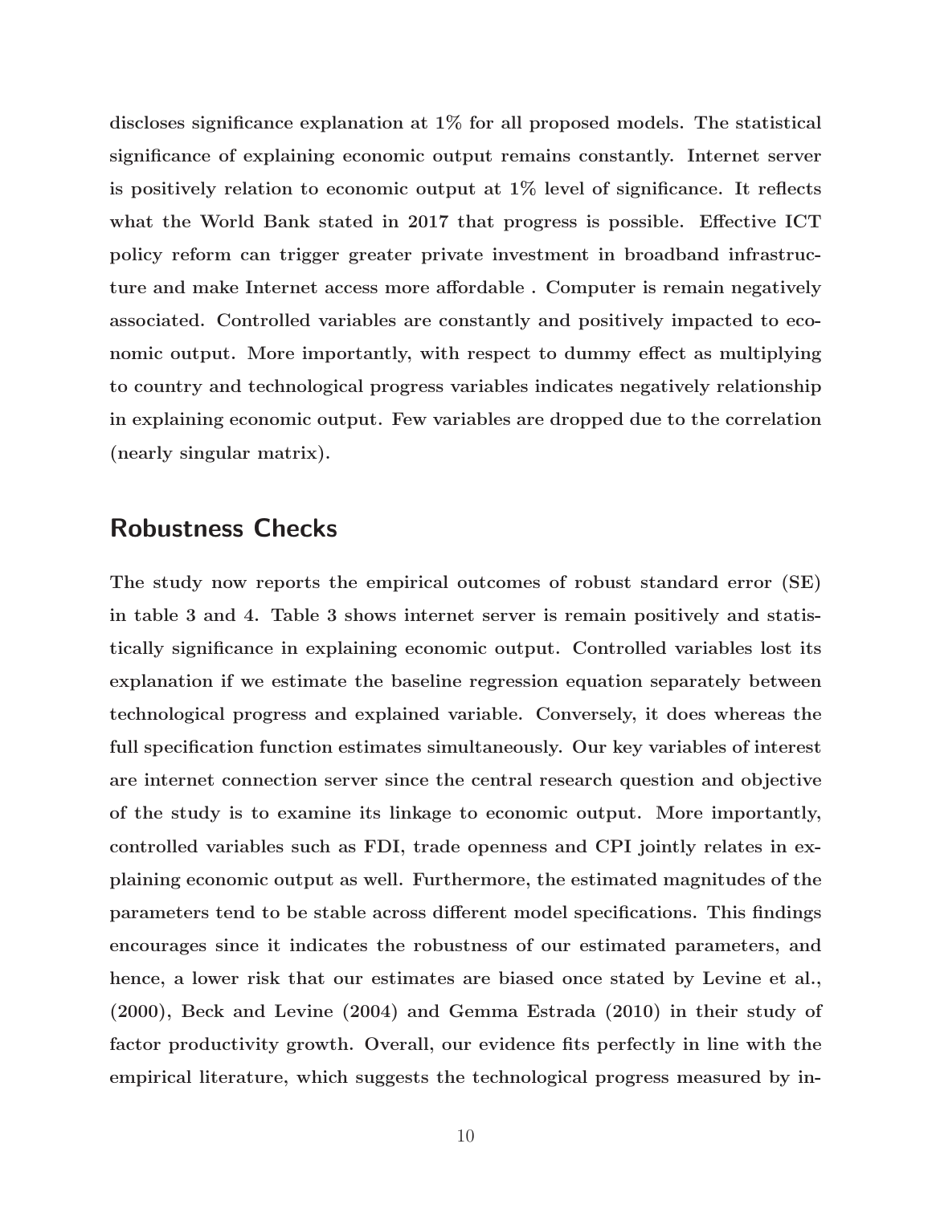discloses significance explanation at 1% for all proposed models. The statistical significance of explaining economic output remains constantly. Internet server is positively relation to economic output at 1% level of significance. It reflects what the World Bank stated in 2017 that progress is possible. Effective ICT policy reform can trigger greater private investment in broadband infrastructure and make Internet access more affordable . Computer is remain negatively associated. Controlled variables are constantly and positively impacted to economic output. More importantly, with respect to dummy effect as multiplying to country and technological progress variables indicates negatively relationship in explaining economic output. Few variables are dropped due to the correlation (nearly singular matrix).

## Robustness Checks

The study now reports the empirical outcomes of robust standard error (SE) in table 3 and 4. Table 3 shows internet server is remain positively and statistically significance in explaining economic output. Controlled variables lost its explanation if we estimate the baseline regression equation separately between technological progress and explained variable. Conversely, it does whereas the full specification function estimates simultaneously. Our key variables of interest are internet connection server since the central research question and objective of the study is to examine its linkage to economic output. More importantly, controlled variables such as FDI, trade openness and CPI jointly relates in explaining economic output as well. Furthermore, the estimated magnitudes of the parameters tend to be stable across different model specifications. This findings encourages since it indicates the robustness of our estimated parameters, and hence, a lower risk that our estimates are biased once stated by Levine et al., (2000), Beck and Levine (2004) and Gemma Estrada (2010) in their study of factor productivity growth. Overall, our evidence fits perfectly in line with the empirical literature, which suggests the technological progress measured by in-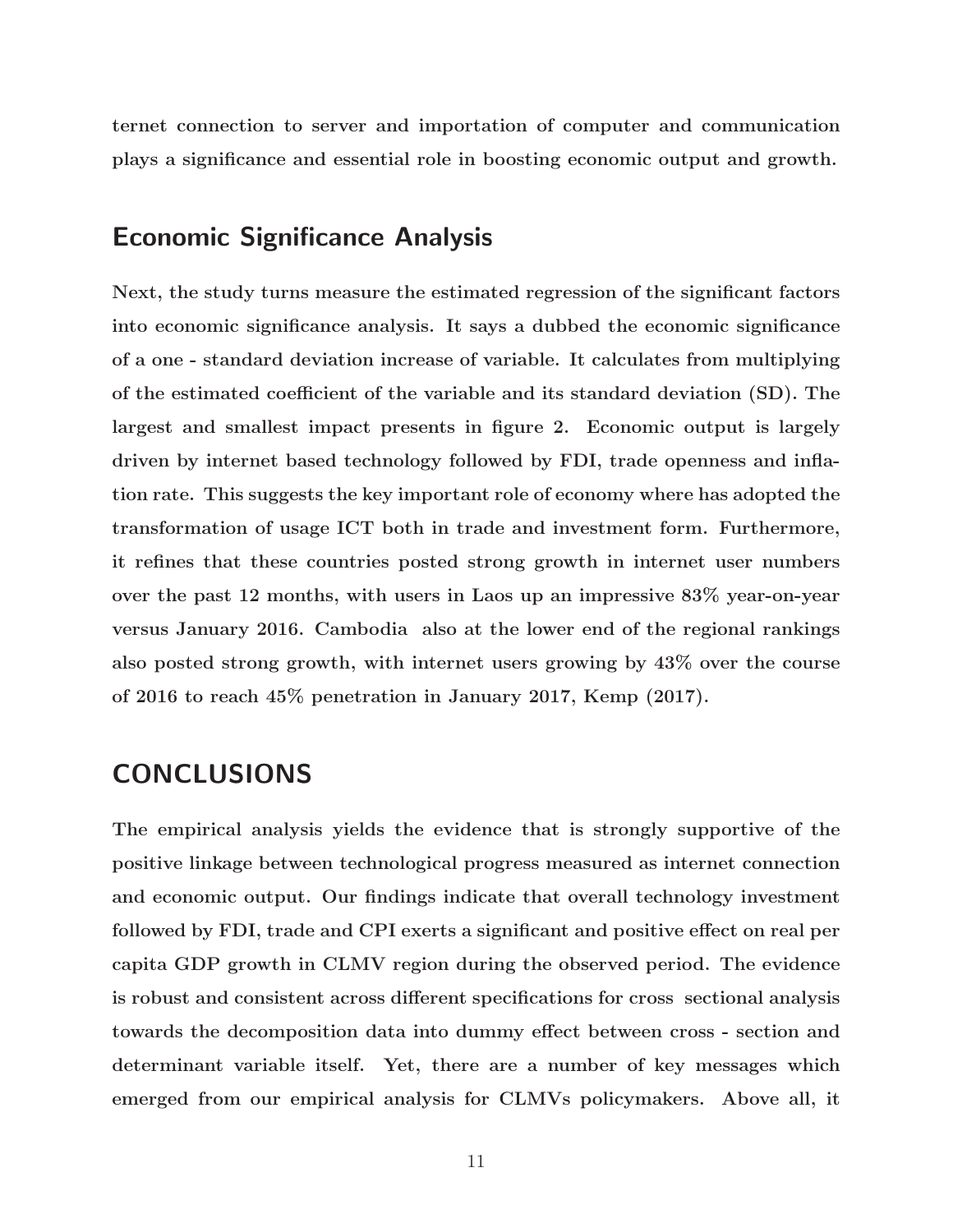**ternet connection to server and importation of computer and communication plays a significance and essential role in boosting economic output and growth.**

## Economic Significance Analysis

**Next, the study turns measure the estimated regression of the significant factors into economic significance analysis. It says a dubbed the economic significance of a one - standard deviation increase of variable. It calculates from multiplying of the estimated coefficient of the variable and its standard deviation (SD). The largest and smallest impact presents in figure 2. Economic output is largely driven by internet based technology followed by FDI, trade openness and inflation rate. This suggests the key important role of economy where has adopted the transformation of usage ICT both in trade and investment form. Furthermore, it refines that these countries posted strong growth in internet user numbers over the past 12 months, with users in Laos up an impressive 83% year-on-year versus January 2016. Cambodia also at the lower end of the regional rankings also posted strong growth, with internet users growing by 43% over the course of 2016 to reach 45% penetration in January 2017, Kemp (2017).**

## CONCLUSIONS

**The empirical analysis yields the evidence that is strongly supportive of the positive linkage between technological progress measured as internet connection and economic output. Our findings indicate that overall technology investment followed by FDI, trade and CPI exerts a significant and positive effect on real per capita GDP growth in CLMV region during the observed period. The evidence is robust and consistent across different specifications for cross sectional analysis towards the decomposition data into dummy effect between cross - section and determinant variable itself. Yet, there are a number of key messages which emerged from our empirical analysis for CLMVs policymakers. Above all, it**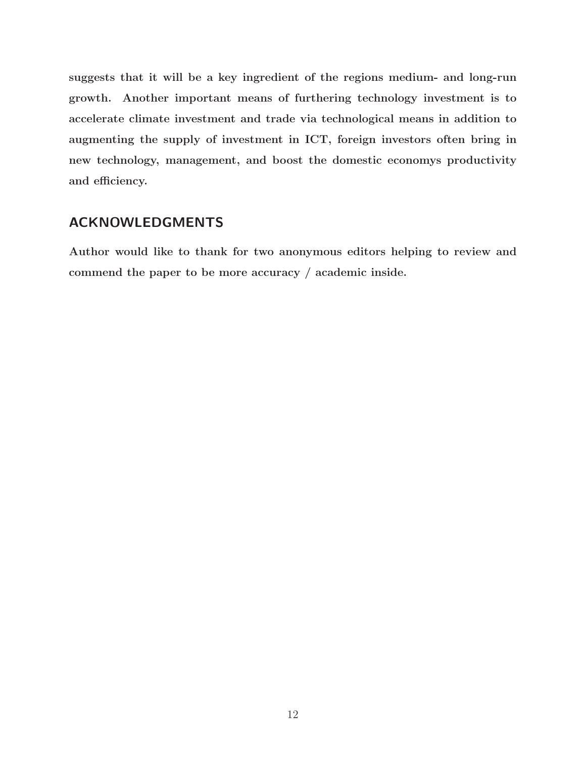**suggests that it will be a key ingredient of the regions medium- and long-run growth. Another important means of furthering technology investment is to accelerate climate investment and trade via technological means in addition to augmenting the supply of investment in ICT, foreign investors often bring in new technology, management, and boost the domestic economys productivity and efficiency.**

## ACKNOWLEDGMENTS

**Author would like to thank for two anonymous editors helping to review and commend the paper to be more accuracy / academic inside.**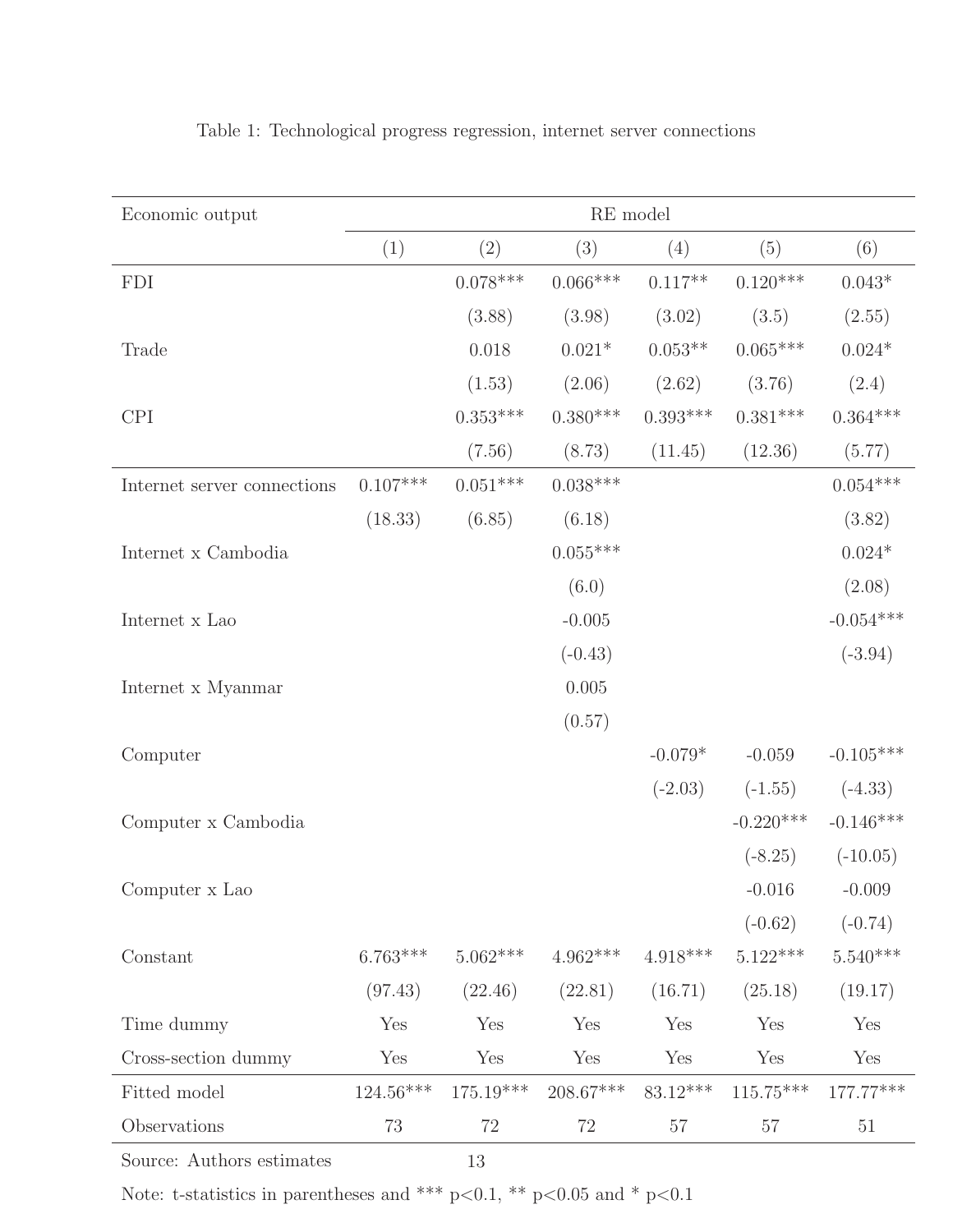Table 1: Technological progress regression, internet server connections

| Economic output | RE model | | | | | |
|---|---|---|---|---|---|---|
| | (1) | (2) | (3) | (4) | (5) | (6) |
| FDI | | 0.078*** | 0.066*** | 0.117** | 0.120*** | 0.043* |
| | | (3.88) | (3.98) | (3.02) | (3.5) | (2.55) |
| Trade | | 0.018 | 0.021* | 0.053** | 0.065*** | 0.024* |
| | | (1.53) | (2.06) | (2.62) | (3.76) | (2.4) |
| CPI | | 0.353*** | 0.380*** | 0.393*** | 0.381*** | 0.364*** |
| | | (7.56) | (8.73) | (11.45) | (12.36) | (5.77) |
| Internet server connections | 0.107*** | 0.051*** | 0.038*** | | | 0.054*** |
| | (18.33) | (6.85) | (6.18) | | | (3.82) |
| Internet x Cambodia | | | 0.055*** | | | 0.024* |
| | | | (6.0) | | | (2.08) |
| Internet x Lao | | | -0.005 | | | -0.054*** |
| | | | (-0.43) | | | (-3.94) |
| Internet x Myanmar | | | 0.005 | | | |
| | | | (0.57) | | | |
| Computer | | | | -0.079* | -0.059 | -0.105*** |
| | | | | (-2.03) | (-1.55) | (-4.33) |
| Computer x Cambodia | | | | | -0.220*** | -0.146*** |
| | | | | | (-8.25) | (-10.05) |
| Computer x Lao | | | | | -0.016 | -0.009 |
| | | | | | (-0.62) | (-0.74) |
| Constant | 6.763*** | 5.062*** | 4.962*** | 4.918*** | 5.122*** | 5.540*** |
| | (97.43) | (22.46) | (22.81) | (16.71) | (25.18) | (19.17) |
| Time dummy | Yes | Yes | Yes | Yes | Yes | Yes |
| Cross-section dummy | Yes | Yes | Yes | Yes | Yes | Yes |
| Fitted model | 124.56*** | 175.19*** | 208.67*** | 83.12*** | 115.75*** | 177.77*** |
| Observations | 73 | 72 | 72 | 57 | 57 | 51 |

Source: Authors estimates

Note: t-statistics in parentheses and *** p<0.1, ** p<0.05 and * p<0.1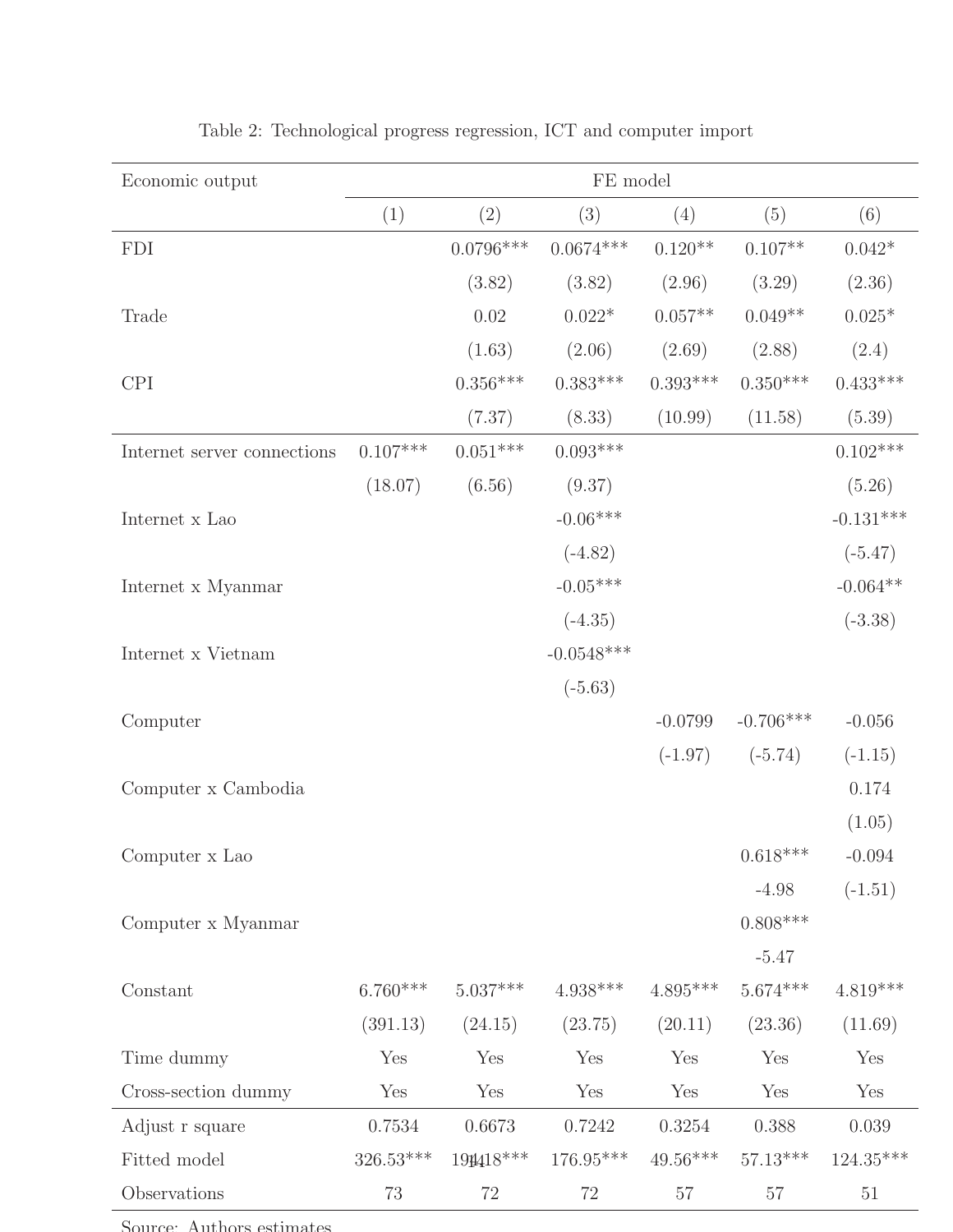Table 2: Technological progress regression, ICT and computer import

| Economic output | FE model | | | | | |
|---|---|---|---|---|---|---|
| | (1) | (2) | (3) | (4) | (5) | (6) |
| FDI | | 0.0796*** | 0.0674*** | 0.120** | 0.107** | 0.042* |
| | | (3.82) | (3.82) | (2.96) | (3.29) | (2.36) |
| Trade | | 0.02 | 0.022* | 0.057** | 0.049** | 0.025* |
| | | (1.63) | (2.06) | (2.69) | (2.88) | (2.4) |
| CPI | | 0.356*** | 0.383*** | 0.393*** | 0.350*** | 0.433*** |
| | | (7.37) | (8.33) | (10.99) | (11.58) | (5.39) |
| Internet server connections | 0.107*** | 0.051*** | 0.093*** | | | 0.102*** |
| | (18.07) | (6.56) | (9.37) | | | (5.26) |
| Internet x Lao | | | -0.06*** | | | -0.131*** |
| | | | (-4.82) | | | (-5.47) |
| Internet x Myanmar | | | -0.05*** | | | -0.064** |
| | | | (-4.35) | | | (-3.38) |
| Internet x Vietnam | | | -0.0548*** | | | |
| | | | (-5.63) | | | |
| Computer | | | | -0.0799 | -0.706*** | -0.056 |
| | | | | (-1.97) | (-5.74) | (-1.15) |
| Computer x Cambodia | | | | | | 0.174 |
| | | | | | | (1.05) |
| Computer x Lao | | | | | 0.618*** | -0.094 |
| | | | | | -4.98 | (-1.51) |
| Computer x Myanmar | | | | | 0.808*** | |
| | | | | | -5.47 | |
| Constant | 6.760*** | 5.037*** | 4.938*** | 4.895*** | 5.674*** | 4.819*** |
| | (391.13) | (24.15) | (23.75) | (20.11) | (23.36) | (11.69) |
| Time dummy | Yes | Yes | Yes | Yes | Yes | Yes |
| Cross-section dummy | Yes | Yes | Yes | Yes | Yes | Yes |
| Adjust r square | 0.7534 | 0.6673 | 0.7242 | 0.3254 | 0.388 | 0.039 |
| Fitted model | 326.53*** | 194.18*** | 176.95*** | 49.56*** | 57.13*** | 124.35*** |
| Observations | 73 | 72 | 72 | 57 | 57 | 51 |

Source: Authors estimates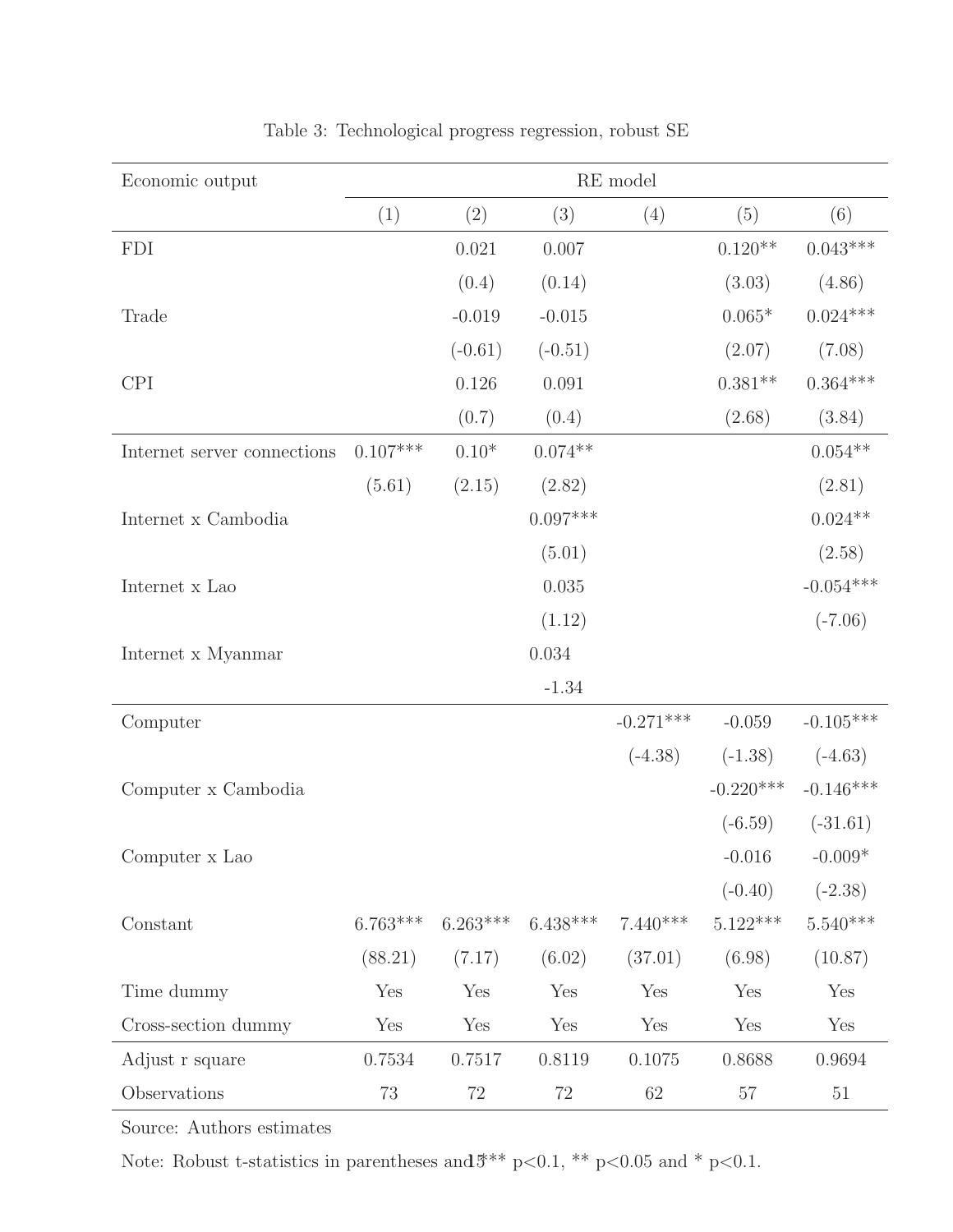Table 3: Technological progress regression, robust SE

| Economic output | RE model | | | | | |
|---|---|---|---|---|---|---|
| | (1) | (2) | (3) | (4) | (5) | (6) |
| FDI | | 0.021 | 0.007 | | 0.120** | 0.043*** |
| | | (0.4) | (0.14) | | (3.03) | (4.86) |
| Trade | | -0.019 | -0.015 | | 0.065* | 0.024*** |
| | | (-0.61) | (-0.51) | | (2.07) | (7.08) |
| CPI | | 0.126 | 0.091 | | 0.381** | 0.364*** |
| | | (0.7) | (0.4) | | (2.68) | (3.84) |
| Internet server connections | 0.107*** | 0.10* | 0.074** | | | 0.054** |
| | (5.61) | (2.15) | (2.82) | | | (2.81) |
| Internet x Cambodia | | | 0.097*** | | | 0.024** |
| | | | (5.01) | | | (2.58) |
| Internet x Lao | | | 0.035 | | | -0.054*** |
| | | | (1.12) | | | (-7.06) |
| Internet x Myanmar | | | 0.034 | | | |
| | | | -1.34 | | | |
| Computer | | | | -0.271*** | -0.059 | -0.105*** |
| | | | | (-4.38) | (-1.38) | (-4.63) |
| Computer x Cambodia | | | | | -0.220*** | -0.146*** |
| | | | | | (-6.59) | (-31.61) |
| Computer x Lao | | | | | -0.016 | -0.009* |
| | | | | | (-0.40) | (-2.38) |
| Constant | 6.763*** | 6.263*** | 6.438*** | 7.440*** | 5.122*** | 5.540*** |
| | (88.21) | (7.17) | (6.02) | (37.01) | (6.98) | (10.87) |
| Time dummy | Yes | Yes | Yes | Yes | Yes | Yes |
| Cross-section dummy | Yes | Yes | Yes | Yes | Yes | Yes |
| Adjust r square | 0.7534 | 0.7517 | 0.8119 | 0.1075 | 0.8688 | 0.9694 |
| Observations | 73 | 72 | 72 | 62 | 57 | 51 |

Source: Authors estimates

Note: Robust t-statistics in parentheses and *** p<0.1, ** p<0.05 and * p<0.1.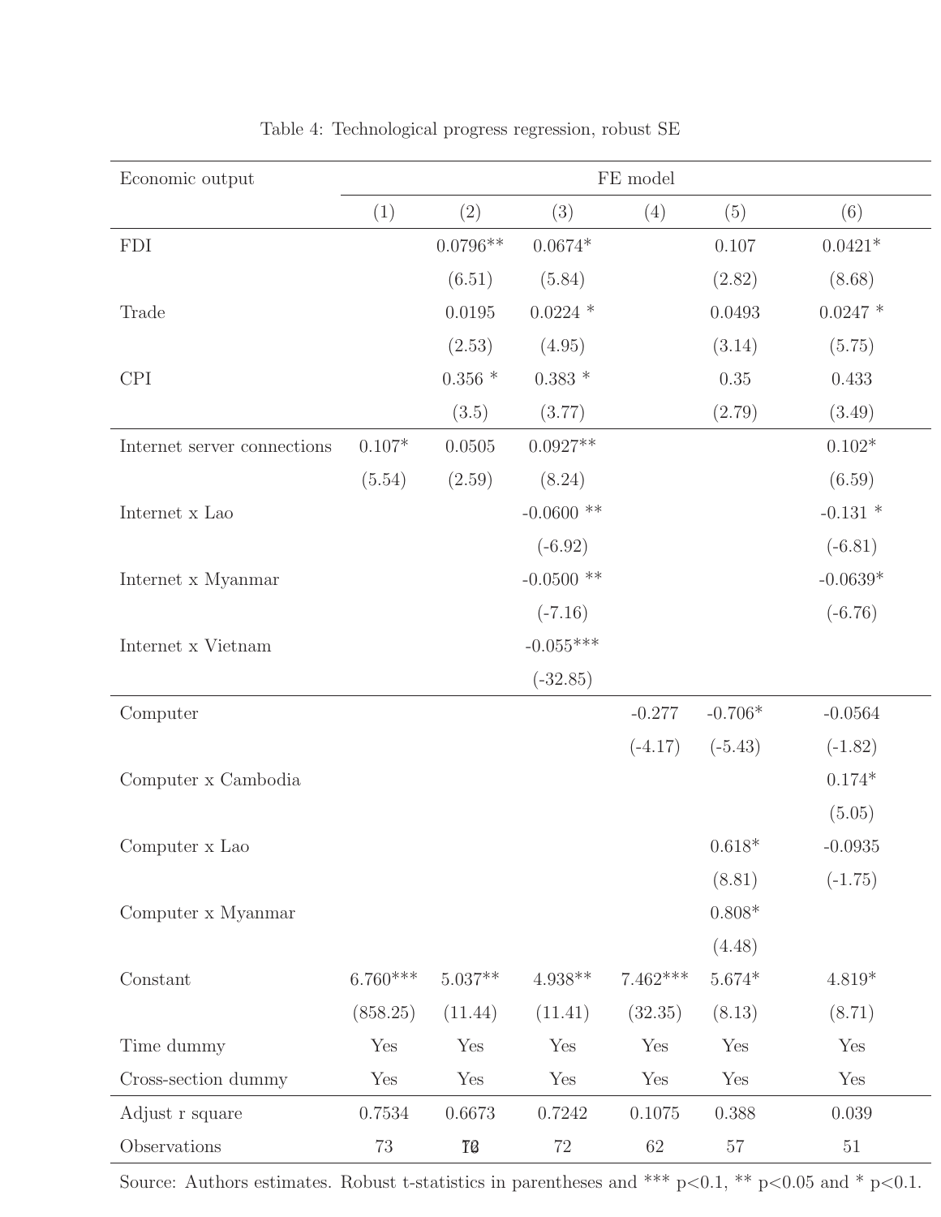Table 4: Technological progress regression, robust SE

| Economic output | FE model | | | | | |
|---|---|---|---|---|---|---|
| | (1) | (2) | (3) | (4) | (5) | (6) |
| FDI | | 0.0796** | 0.0674* | | 0.107 | 0.0421* |
| | | (6.51) | (5.84) | | (2.82) | (8.68) |
| Trade | | 0.0195 | 0.0224 * | | 0.0493 | 0.0247 * |
| | | (2.53) | (4.95) | | (3.14) | (5.75) |
| CPI | | 0.356 * | 0.383 * | | 0.35 | 0.433 |
| | | (3.5) | (3.77) | | (2.79) | (3.49) |
| Internet server connections | 0.107* | 0.0505 | 0.0927** | | | 0.102* |
| | (5.54) | (2.59) | (8.24) | | | (6.59) |
| Internet x Lao | | | -0.0600 ** | | | -0.131 * |
| | | | (-6.92) | | | (-6.81) |
| Internet x Myanmar | | | -0.0500 ** | | | -0.0639* |
| | | | (-7.16) | | | (-6.76) |
| Internet x Vietnam | | | -0.055*** | | | |
| | | | (-32.85) | | | |
| Computer | | | | -0.277 | -0.706* | -0.0564 |
| | | | | (-4.17) | (-5.43) | (-1.82) |
| Computer x Cambodia | | | | | | 0.174* |
| | | | | | | (5.05) |
| Computer x Lao | | | | | 0.618* | -0.0935 |
| | | | | | (8.81) | (-1.75) |
| Computer x Myanmar | | | | | 0.808* | |
| | | | | | (4.48) | |
| Constant | 6.760*** | 5.037** | 4.938** | 7.462*** | 5.674* | 4.819* |
| | (858.25) | (11.44) | (11.41) | (32.35) | (8.13) | (8.71) |
| Time dummy | Yes | Yes | Yes | Yes | Yes | Yes |
| Cross-section dummy | Yes | Yes | Yes | Yes | Yes | Yes |
| Adjust r square | 0.7534 | 0.6673 | 0.7242 | 0.1075 | 0.388 | 0.039 |
| Observations | 73 | 72 | 72 | 62 | 57 | 51 |

Source: Authors estimates. Robust t-statistics in parentheses and *** p<0.1, ** p<0.05 and * p<0.1.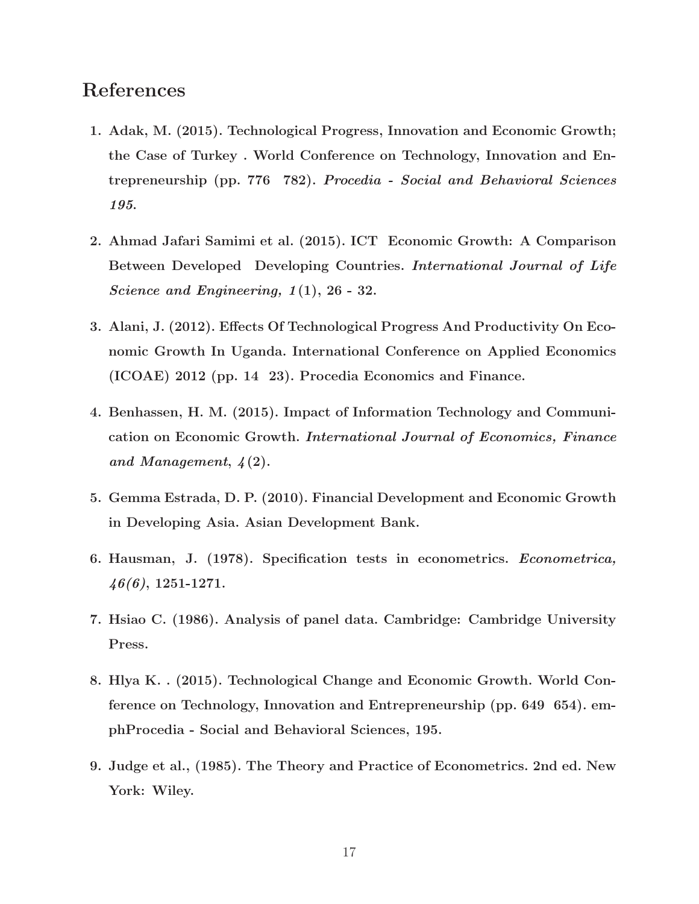## References

1. Adak, M. (2015). Technological Progress, Innovation and Economic Growth; the Case of Turkey . World Conference on Technology, Innovation and Entrepreneurship (pp. 776 782). *Procedia - Social and Behavioral Sciences 195.*

2. Ahmad Jafari Samimi et al. (2015). ICT Economic Growth: A Comparison Between Developed Developing Countries. *International Journal of Life Science and Engineering, 1*(1), 26 - 32.

3. Alani, J. (2012). Effects Of Technological Progress And Productivity On Economic Growth In Uganda. International Conference on Applied Economics (ICOAE) 2012 (pp. 14 23). Procedia Economics and Finance.

4. Benhassen, H. M. (2015). Impact of Information Technology and Communication on Economic Growth. *International Journal of Economics, Finance and Management*, *4*(2).

5. Gemma Estrada, D. P. (2010). Financial Development and Economic Growth in Developing Asia. Asian Development Bank.

6. Hausman, J. (1978). Specification tests in econometrics. *Econometrica, 46(6)*, 1251-1271.

7. Hsiao C. (1986). Analysis of panel data. Cambridge: Cambridge University Press.

8. Hlya K. . (2015). Technological Change and Economic Growth. World Conference on Technology, Innovation and Entrepreneurship (pp. 649 654). emphProcedia - Social and Behavioral Sciences, 195.

9. Judge et al., (1985). The Theory and Practice of Econometrics. 2nd ed. New York: Wiley.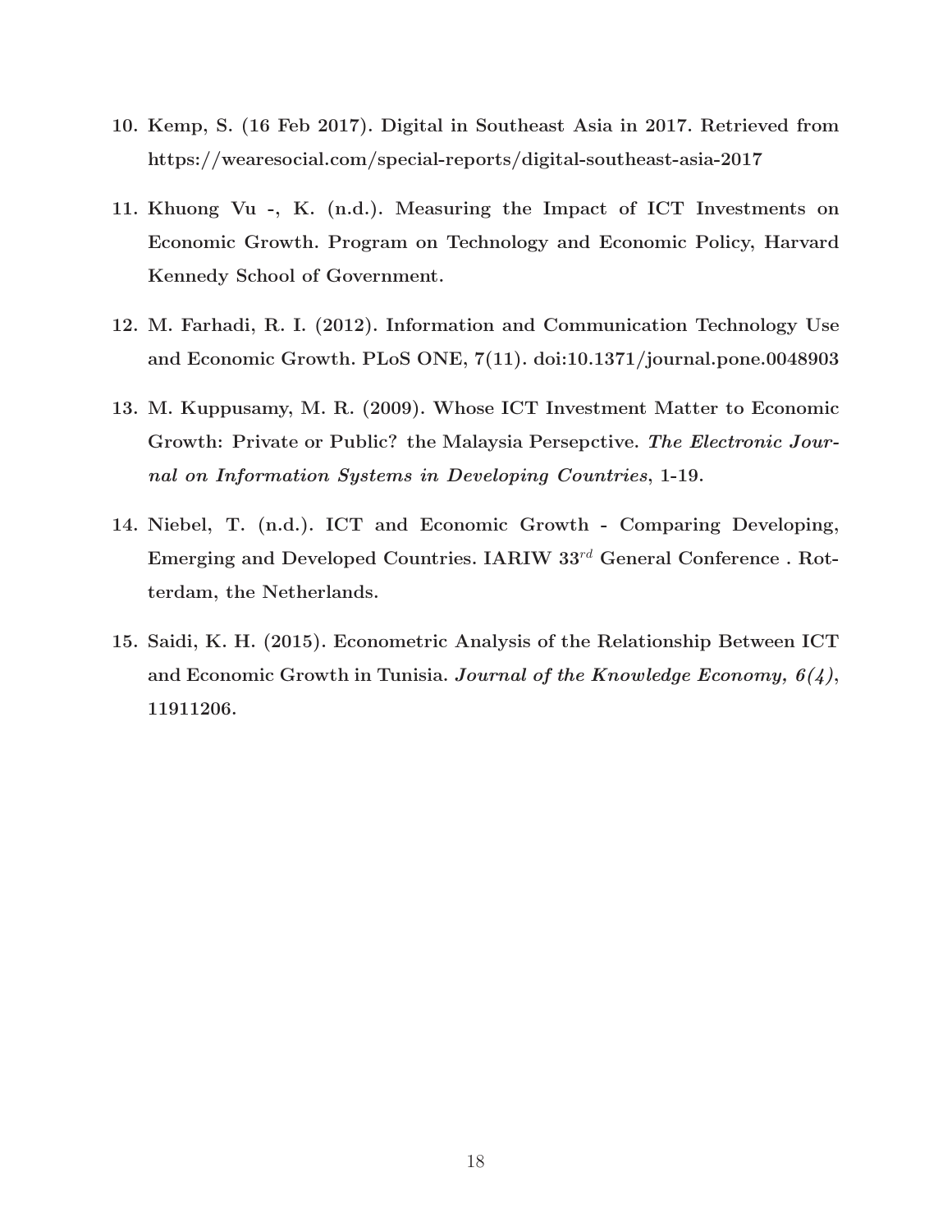10. Kemp, S. (16 Feb 2017). Digital in Southeast Asia in 2017. Retrieved from https://wearesocial.com/special-reports/digital-southeast-asia-2017

11. Khuong Vu -, K. (n.d.). Measuring the Impact of ICT Investments on Economic Growth. Program on Technology and Economic Policy, Harvard Kennedy School of Government.

12. M. Farhadi, R. I. (2012). Information and Communication Technology Use and Economic Growth. PLoS ONE, 7(11). doi:10.1371/journal.pone.0048903

13. M. Kuppusamy, M. R. (2009). Whose ICT Investment Matter to Economic Growth: Private or Public? the Malaysia Persepctive. *The Electronic Journal on Information Systems in Developing Countries*, 1-19.

14. Niebel, T. (n.d.). ICT and Economic Growth - Comparing Developing, Emerging and Developed Countries. IARIW 33rd General Conference . Rotterdam, the Netherlands.

15. Saidi, K. H. (2015). Econometric Analysis of the Relationship Between ICT and Economic Growth in Tunisia. *Journal of the Knowledge Economy, 6(4)*, 11911206.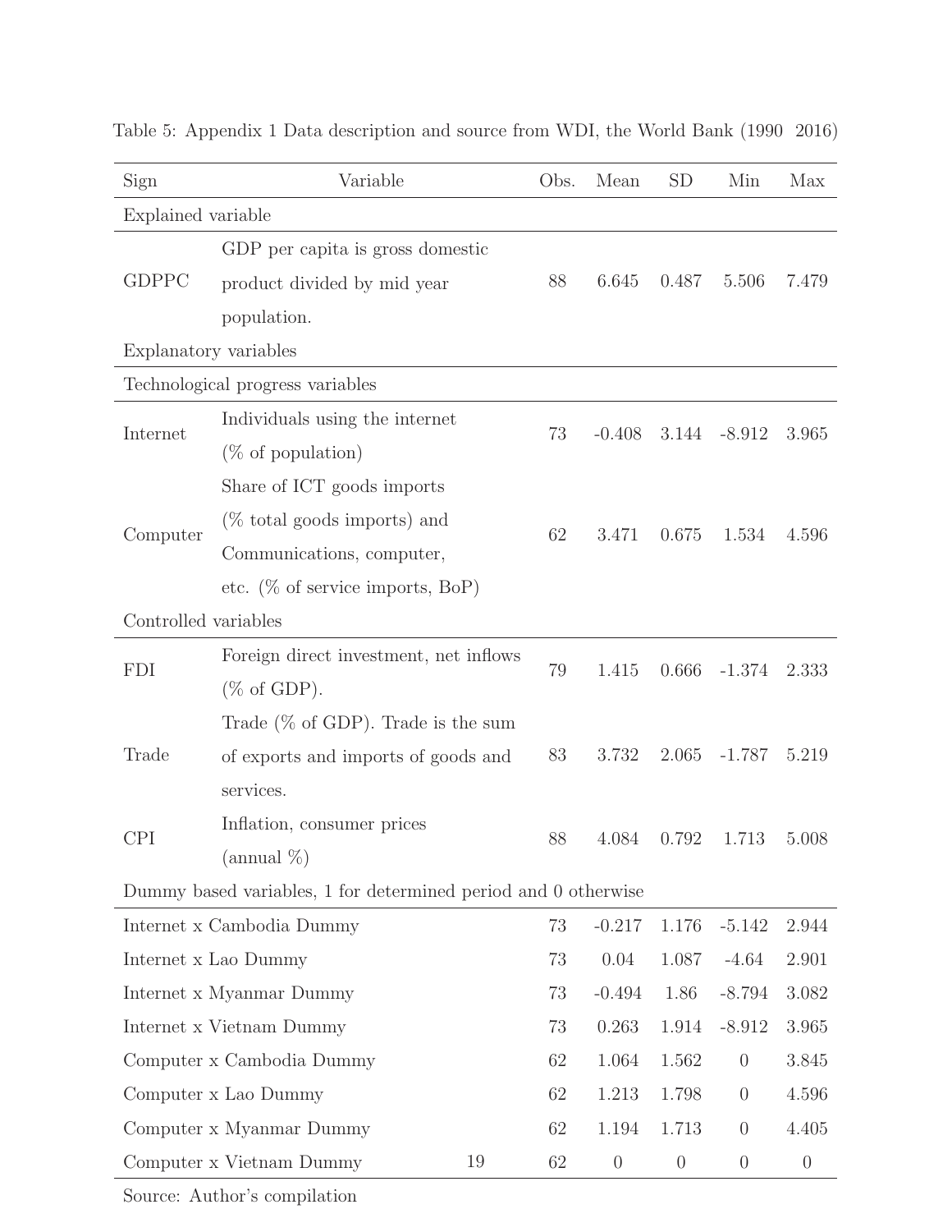Table 5: Appendix 1 Data description and source from WDI, the World Bank (1990 2016)

| Sign | Variable | Obs. | Mean | SD | Min | Max |
|---|---|---|---|---|---|---|
| Explained variable | | | | | | |
| GDPPC | GDP per capita is gross domestic product divided by mid year population. | 88 | 6.645 | 0.487 | 5.506 | 7.479 |
| Explanatory variables | | | | | | |
| Technological progress variables | | | | | | |
| Internet | Individuals using the internet (% of population) | 73 | -0.408 | 3.144 | -8.912 | 3.965 |
| Computer | Share of ICT goods imports (% total goods imports) and Communications, computer, etc. (% of service imports, BoP) | 62 | 3.471 | 0.675 | 1.534 | 4.596 |
| Controlled variables | | | | | | |
| FDI | Foreign direct investment, net inflows (% of GDP). | 79 | 1.415 | 0.666 | -1.374 | 2.333 |
| Trade | Trade (% of GDP). Trade is the sum of exports and imports of goods and services. | 83 | 3.732 | 2.065 | -1.787 | 5.219 |
| CPI | Inflation, consumer prices (annual %) | 88 | 4.084 | 0.792 | 1.713 | 5.008 |
| Dummy based variables, 1 for determined period and 0 otherwise | | | | | | |
| Internet x Cambodia Dummy | | 73 | -0.217 | 1.176 | -5.142 | 2.944 |
| Internet x Lao Dummy | | 73 | 0.04 | 1.087 | -4.64 | 2.901 |
| Internet x Myanmar Dummy | | 73 | -0.494 | 1.86 | -8.794 | 3.082 |
| Internet x Vietnam Dummy | | 73 | 0.263 | 1.914 | -8.912 | 3.965 |
| Computer x Cambodia Dummy | | 62 | 1.064 | 1.562 | 0 | 3.845 |
| Computer x Lao Dummy | | 62 | 1.213 | 1.798 | 0 | 4.596 |
| Computer x Myanmar Dummy | | 62 | 1.194 | 1.713 | 0 | 4.405 |
| Computer x Vietnam Dummy | | 62 | 0 | 0 | 0 | 0 |

Source: Author's compilation